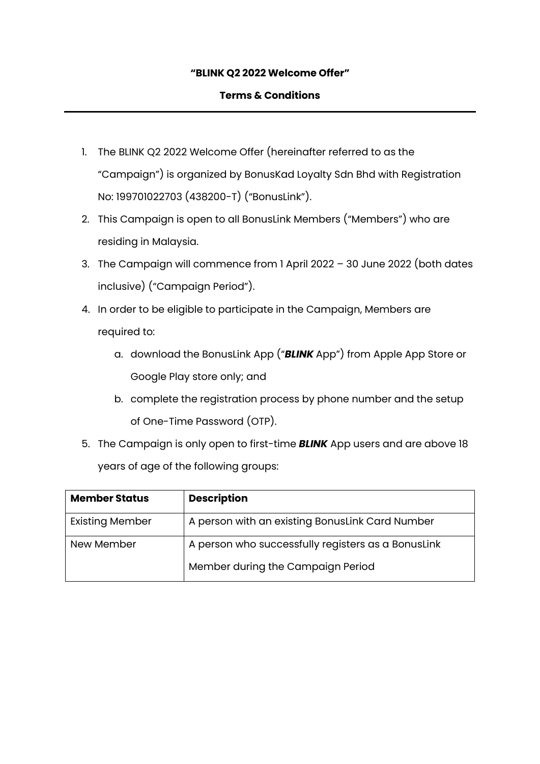**"BLINK Q2 2022 Welcome Offer"**

**Terms & Conditions**

---

1. The BLINK Q2 2022 Welcome Offer (hereinafter referred to as the "Campaign") is organized by BonusKad Loyalty Sdn Bhd with Registration No: 199701022703 (438200-T) ("BonusLink").
2. This Campaign is open to all BonusLink Members ("Members") who are residing in Malaysia.
3. The Campaign will commence from 1 April 2022 – 30 June 2022 (both dates inclusive) ("Campaign Period").
4. In order to be eligible to participate in the Campaign, Members are required to:
    a. download the BonusLink App ("***BLINK*** App") from Apple App Store or Google Play store only; and
    b. complete the registration process by phone number and the setup of One-Time Password (OTP).
5. The Campaign is only open to first-time ***BLINK*** App users and are above 18 years of age of the following groups:

| **Member Status** | **Description** |
|---|---|
| Existing Member | A person with an existing BonusLink Card Number |
| New Member | A person who successfully registers as a BonusLink Member during the Campaign Period |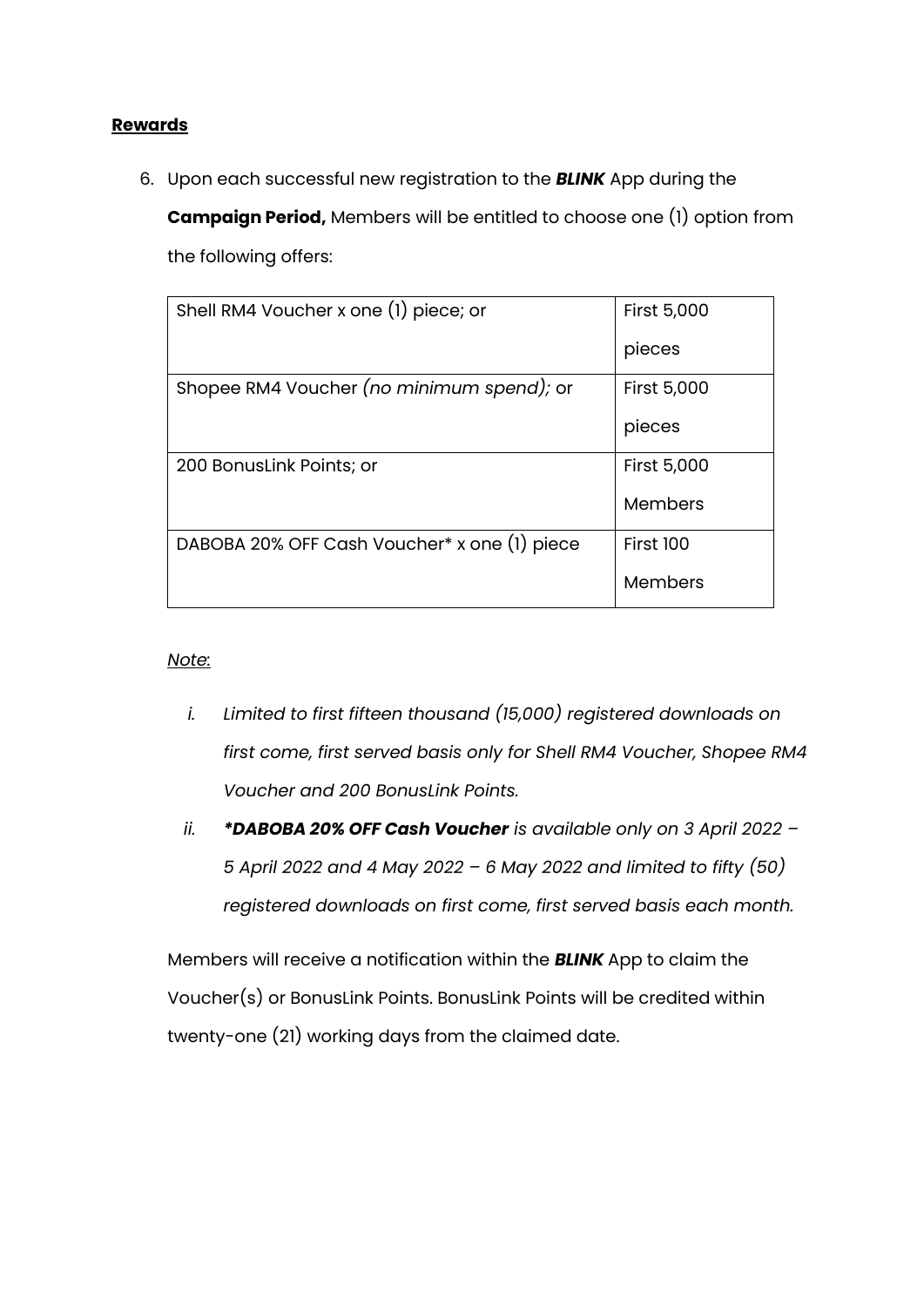**<u>Rewards</u>**

6. Upon each successful new registration to the ***BLINK*** App during the **Campaign Period,** Members will be entitled to choose one (1) option from the following offers:

| Shell RM4 Voucher x one (1) piece; or | First 5,000 pieces |
|---|---|
| Shopee RM4 Voucher *(no minimum spend);* or | First 5,000 pieces |
| 200 BonusLink Points; or | First 5,000 Members |
| DABOBA 20% OFF Cash Voucher* x one (1) piece | First 100 Members |

*<u>Note</u>:*

*i. Limited to first fifteen thousand (15,000) registered downloads on first come, first served basis only for Shell RM4 Voucher, Shopee RM4 Voucher and 200 BonusLink Points.*

*ii. **\*DABOBA 20% OFF Cash Voucher** is available only on 3 April 2022 – 5 April 2022 and 4 May 2022 – 6 May 2022 and limited to fifty (50) registered downloads on first come, first served basis each month.*

Members will receive a notification within the ***BLINK*** App to claim the Voucher(s) or BonusLink Points. BonusLink Points will be credited within twenty-one (21) working days from the claimed date.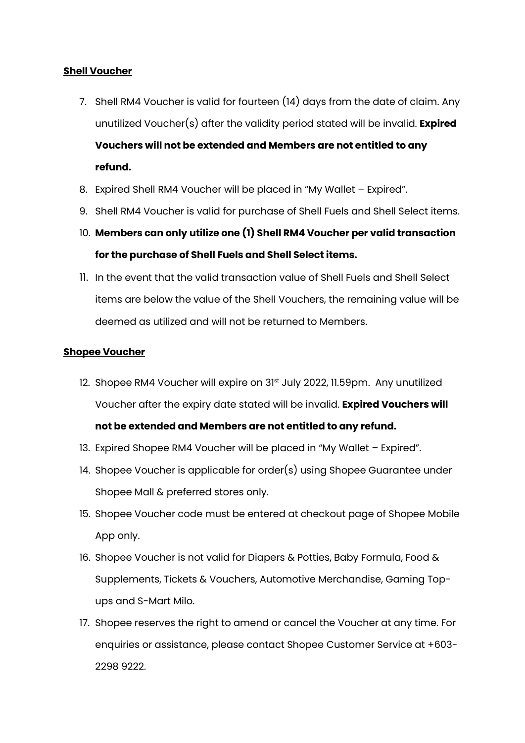**<u>Shell Voucher</u>**

7. Shell RM4 Voucher is valid for fourteen (14) days from the date of claim. Any unutilized Voucher(s) after the validity period stated will be invalid. **Expired Vouchers will not be extended and Members are not entitled to any refund.**
8. Expired Shell RM4 Voucher will be placed in "My Wallet – Expired".
9. Shell RM4 Voucher is valid for purchase of Shell Fuels and Shell Select items.
10. **Members can only utilize one (1) Shell RM4 Voucher per valid transaction for the purchase of Shell Fuels and Shell Select items.**
11. In the event that the valid transaction value of Shell Fuels and Shell Select items are below the value of the Shell Vouchers, the remaining value will be deemed as utilized and will not be returned to Members.

**<u>Shopee Voucher</u>**

12. Shopee RM4 Voucher will expire on 31st July 2022, 11.59pm. Any unutilized Voucher after the expiry date stated will be invalid. **Expired Vouchers will not be extended and Members are not entitled to any refund.**
13. Expired Shopee RM4 Voucher will be placed in "My Wallet – Expired".
14. Shopee Voucher is applicable for order(s) using Shopee Guarantee under Shopee Mall & preferred stores only.
15. Shopee Voucher code must be entered at checkout page of Shopee Mobile App only.
16. Shopee Voucher is not valid for Diapers & Potties, Baby Formula, Food & Supplements, Tickets & Vouchers, Automotive Merchandise, Gaming Top-ups and S-Mart Milo.
17. Shopee reserves the right to amend or cancel the Voucher at any time. For enquiries or assistance, please contact Shopee Customer Service at +603-2298 9222.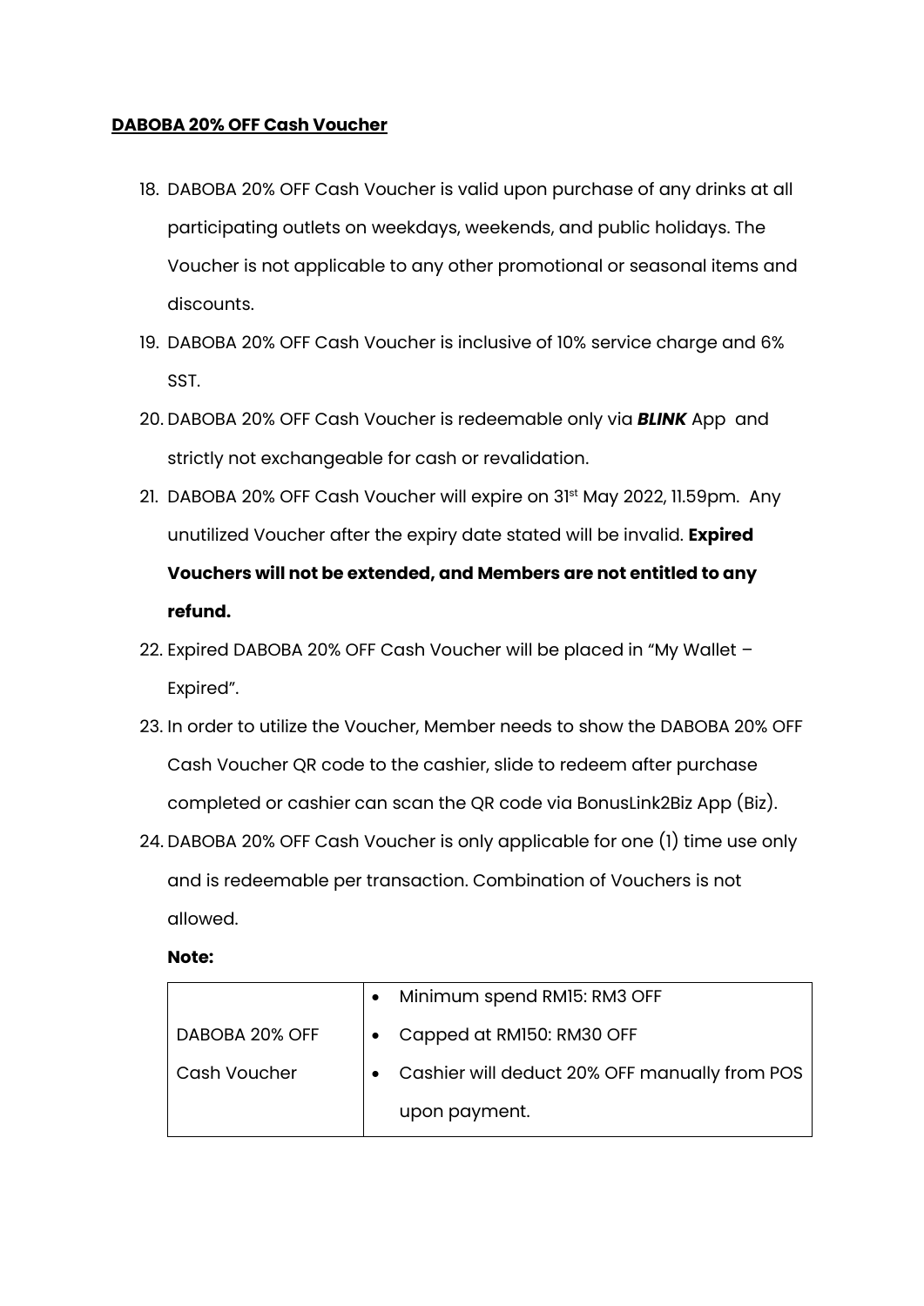**DABOBA 20% OFF Cash Voucher**

18. DABOBA 20% OFF Cash Voucher is valid upon purchase of any drinks at all participating outlets on weekdays, weekends, and public holidays. The Voucher is not applicable to any other promotional or seasonal items and discounts.
19. DABOBA 20% OFF Cash Voucher is inclusive of 10% service charge and 6% SST.
20. DABOBA 20% OFF Cash Voucher is redeemable only via ***BLINK*** App and strictly not exchangeable for cash or revalidation.
21. DABOBA 20% OFF Cash Voucher will expire on 31st May 2022, 11.59pm. Any unutilized Voucher after the expiry date stated will be invalid. **Expired Vouchers will not be extended, and Members are not entitled to any refund.**
22. Expired DABOBA 20% OFF Cash Voucher will be placed in "My Wallet – Expired".
23. In order to utilize the Voucher, Member needs to show the DABOBA 20% OFF Cash Voucher QR code to the cashier, slide to redeem after purchase completed or cashier can scan the QR code via BonusLink2Biz App (Biz).
24. DABOBA 20% OFF Cash Voucher is only applicable for one (1) time use only and is redeemable per transaction. Combination of Vouchers is not allowed.

**Note:**

| | |
|---|---|
| DABOBA 20% OFF Cash Voucher | • Minimum spend RM15: RM3 OFF<br>• Capped at RM150: RM30 OFF<br>• Cashier will deduct 20% OFF manually from POS upon payment. |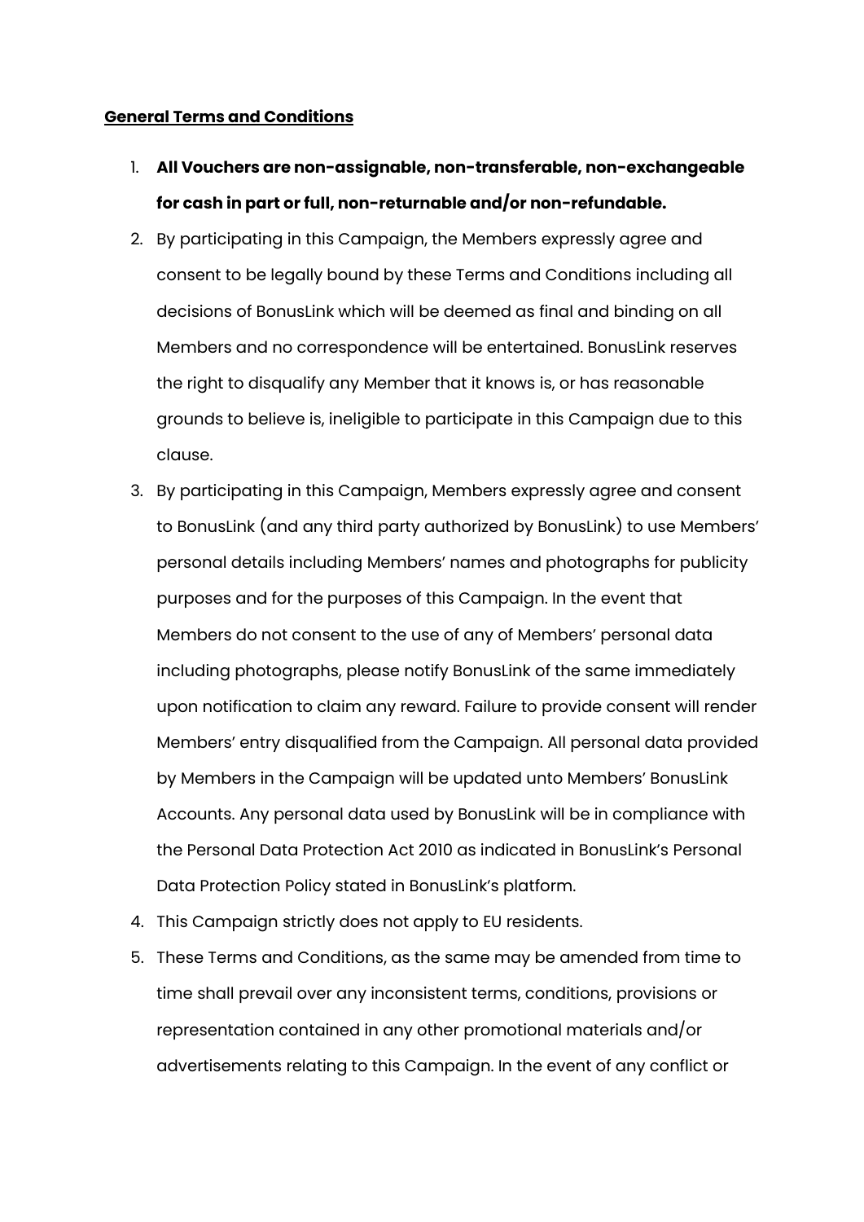**<u>General Terms and Conditions</u>**

1. **All Vouchers are non-assignable, non-transferable, non-exchangeable for cash in part or full, non-returnable and/or non-refundable.**
2. By participating in this Campaign, the Members expressly agree and consent to be legally bound by these Terms and Conditions including all decisions of BonusLink which will be deemed as final and binding on all Members and no correspondence will be entertained. BonusLink reserves the right to disqualify any Member that it knows is, or has reasonable grounds to believe is, ineligible to participate in this Campaign due to this clause.
3. By participating in this Campaign, Members expressly agree and consent to BonusLink (and any third party authorized by BonusLink) to use Members' personal details including Members' names and photographs for publicity purposes and for the purposes of this Campaign. In the event that Members do not consent to the use of any of Members' personal data including photographs, please notify BonusLink of the same immediately upon notification to claim any reward. Failure to provide consent will render Members' entry disqualified from the Campaign. All personal data provided by Members in the Campaign will be updated unto Members' BonusLink Accounts. Any personal data used by BonusLink will be in compliance with the Personal Data Protection Act 2010 as indicated in BonusLink's Personal Data Protection Policy stated in BonusLink's platform.
4. This Campaign strictly does not apply to EU residents.
5. These Terms and Conditions, as the same may be amended from time to time shall prevail over any inconsistent terms, conditions, provisions or representation contained in any other promotional materials and/or advertisements relating to this Campaign. In the event of any conflict or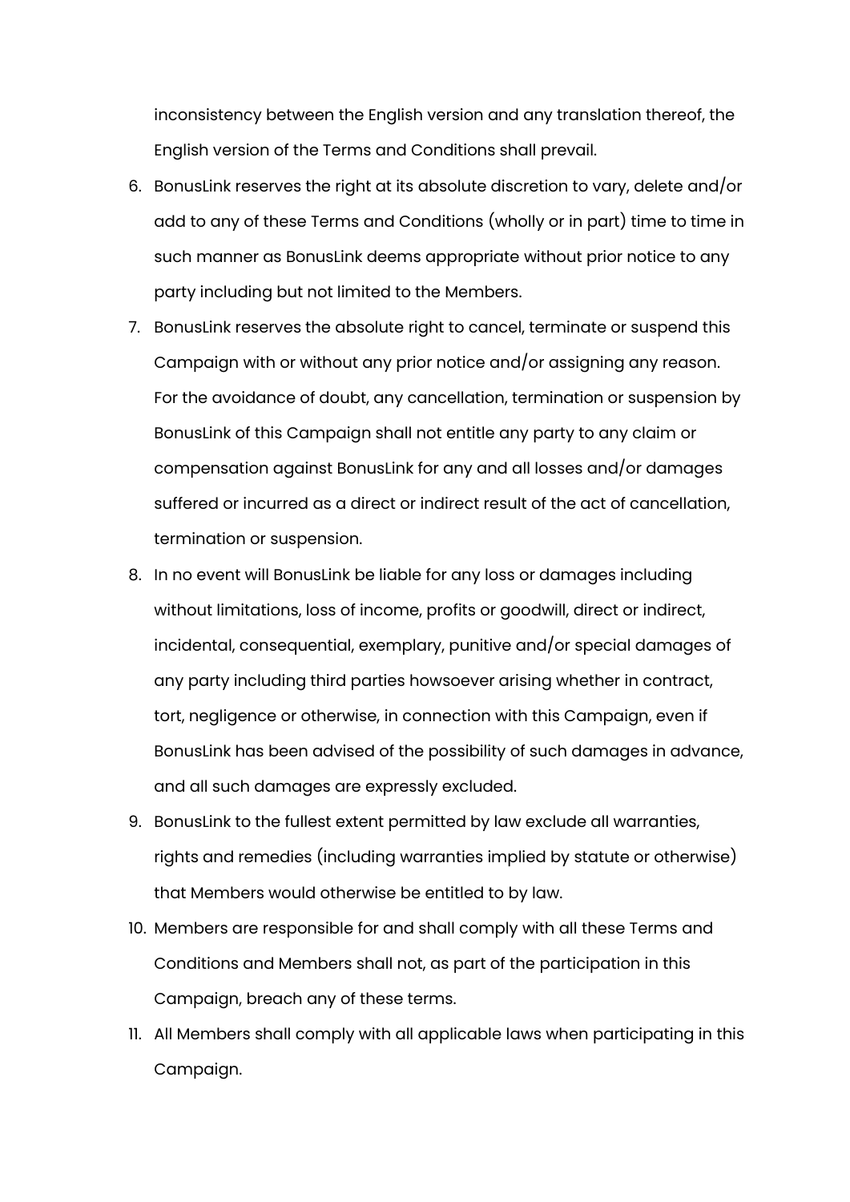inconsistency between the English version and any translation thereof, the English version of the Terms and Conditions shall prevail.

6. BonusLink reserves the right at its absolute discretion to vary, delete and/or add to any of these Terms and Conditions (wholly or in part) time to time in such manner as BonusLink deems appropriate without prior notice to any party including but not limited to the Members.
7. BonusLink reserves the absolute right to cancel, terminate or suspend this Campaign with or without any prior notice and/or assigning any reason. For the avoidance of doubt, any cancellation, termination or suspension by BonusLink of this Campaign shall not entitle any party to any claim or compensation against BonusLink for any and all losses and/or damages suffered or incurred as a direct or indirect result of the act of cancellation, termination or suspension.
8. In no event will BonusLink be liable for any loss or damages including without limitations, loss of income, profits or goodwill, direct or indirect, incidental, consequential, exemplary, punitive and/or special damages of any party including third parties howsoever arising whether in contract, tort, negligence or otherwise, in connection with this Campaign, even if BonusLink has been advised of the possibility of such damages in advance, and all such damages are expressly excluded.
9. BonusLink to the fullest extent permitted by law exclude all warranties, rights and remedies (including warranties implied by statute or otherwise) that Members would otherwise be entitled to by law.
10. Members are responsible for and shall comply with all these Terms and Conditions and Members shall not, as part of the participation in this Campaign, breach any of these terms.
11. All Members shall comply with all applicable laws when participating in this Campaign.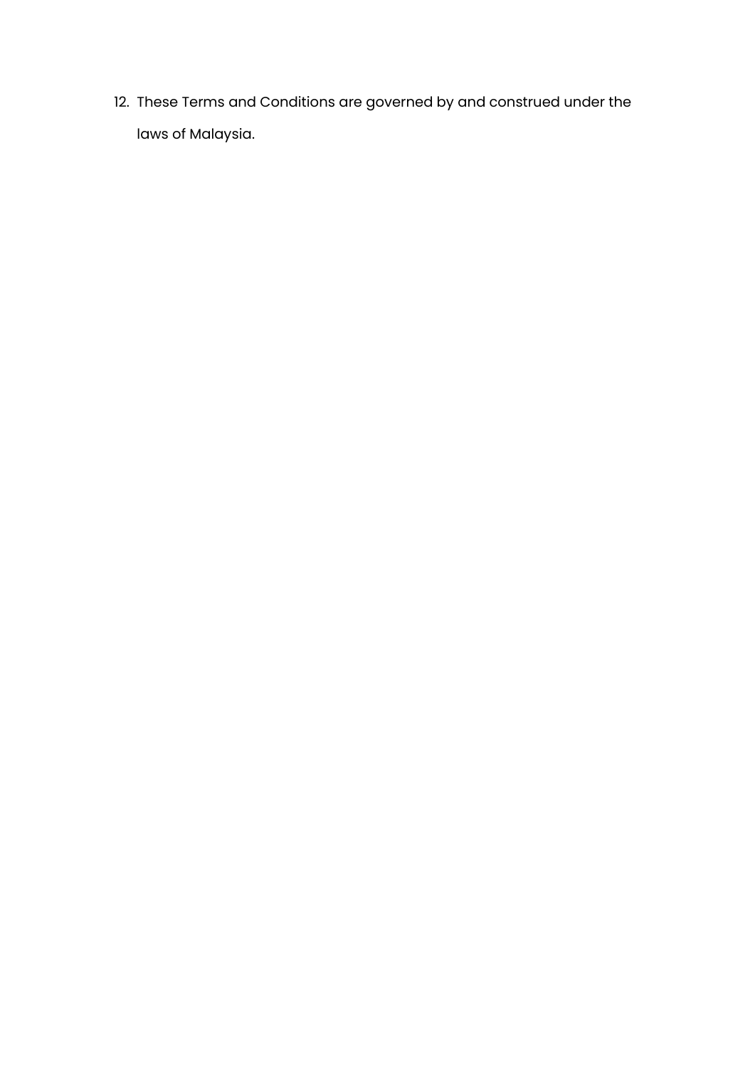12. These Terms and Conditions are governed by and construed under the laws of Malaysia.